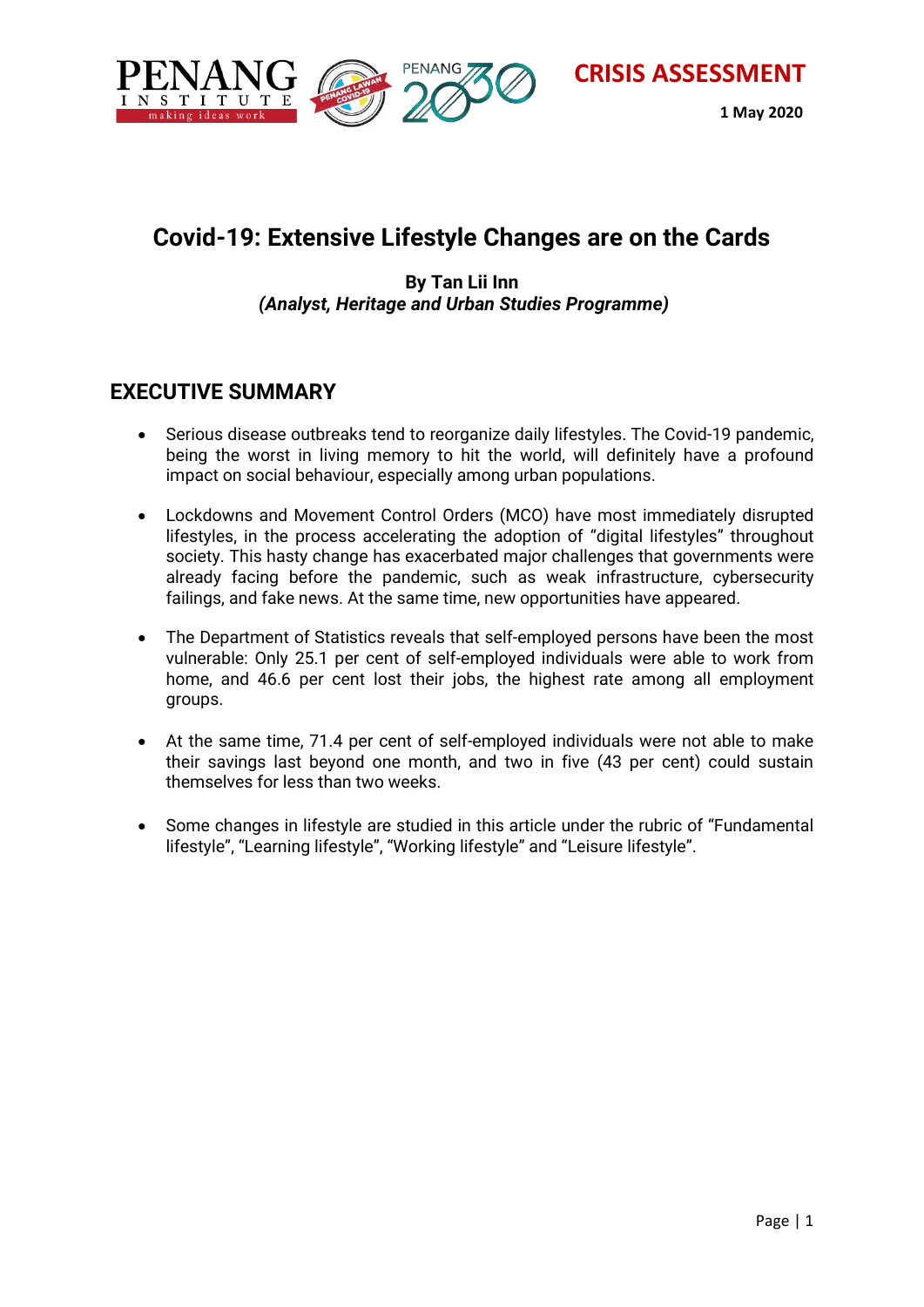CRISIS ASSESSMENT

1 May 2020

# Covid-19: Extensive Lifestyle Changes are on the Cards

**By Tan Lii Inn**
***(Analyst, Heritage and Urban Studies Programme)***

## EXECUTIVE SUMMARY

- Serious disease outbreaks tend to reorganize daily lifestyles. The Covid-19 pandemic, being the worst in living memory to hit the world, will definitely have a profound impact on social behaviour, especially among urban populations.
- Lockdowns and Movement Control Orders (MCO) have most immediately disrupted lifestyles, in the process accelerating the adoption of "digital lifestyles" throughout society. This hasty change has exacerbated major challenges that governments were already facing before the pandemic, such as weak infrastructure, cybersecurity failings, and fake news. At the same time, new opportunities have appeared.
- The Department of Statistics reveals that self-employed persons have been the most vulnerable: Only 25.1 per cent of self-employed individuals were able to work from home, and 46.6 per cent lost their jobs, the highest rate among all employment groups.
- At the same time, 71.4 per cent of self-employed individuals were not able to make their savings last beyond one month, and two in five (43 per cent) could sustain themselves for less than two weeks.
- Some changes in lifestyle are studied in this article under the rubric of "Fundamental lifestyle", "Learning lifestyle", "Working lifestyle" and "Leisure lifestyle".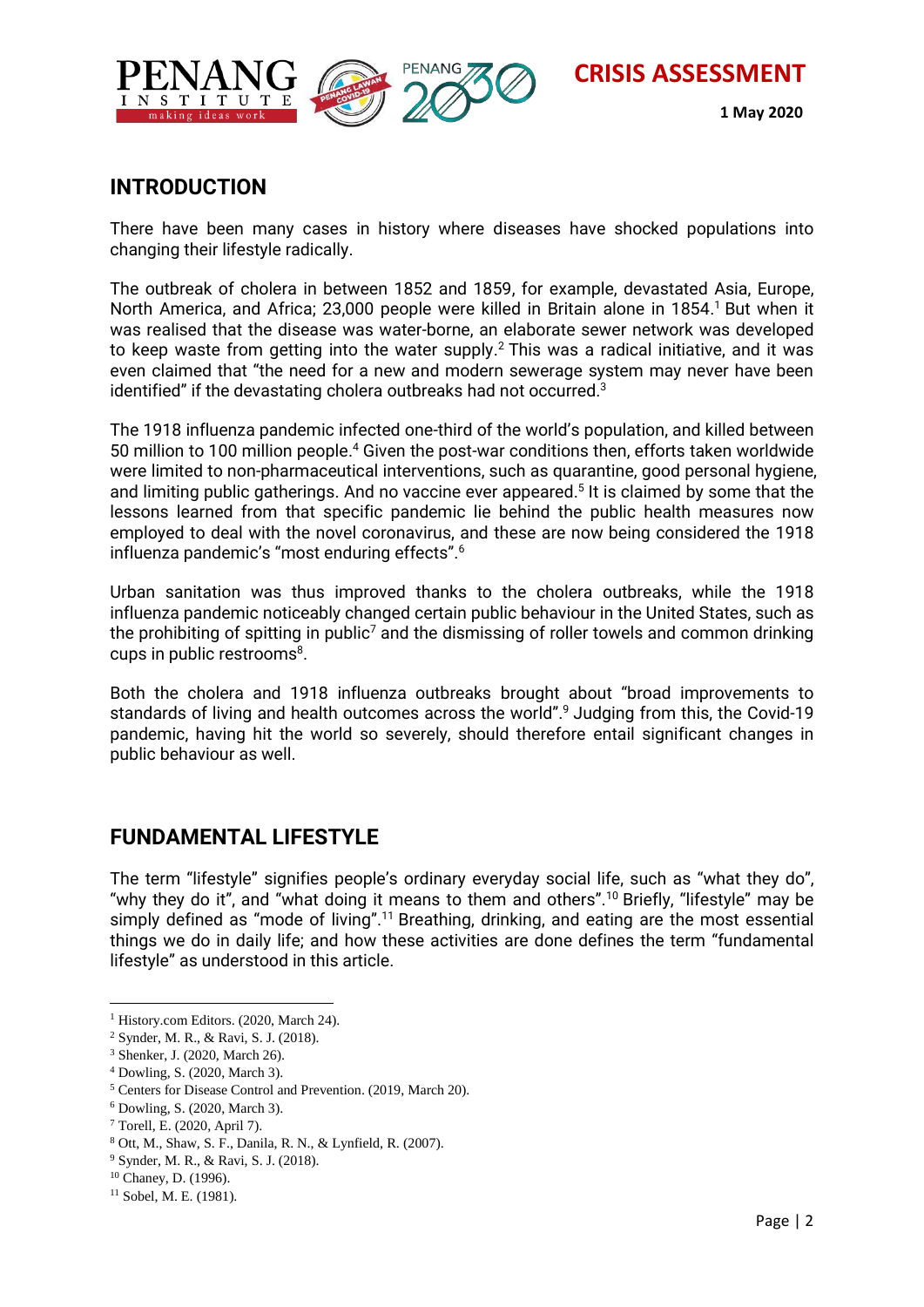## INTRODUCTION

There have been many cases in history where diseases have shocked populations into changing their lifestyle radically.

The outbreak of cholera in between 1852 and 1859, for example, devastated Asia, Europe, North America, and Africa; 23,000 people were killed in Britain alone in 1854.[1] But when it was realised that the disease was water-borne, an elaborate sewer network was developed to keep waste from getting into the water supply.[2] This was a radical initiative, and it was even claimed that "the need for a new and modern sewerage system may never have been identified" if the devastating cholera outbreaks had not occurred.[3]

The 1918 influenza pandemic infected one-third of the world's population, and killed between 50 million to 100 million people.[4] Given the post-war conditions then, efforts taken worldwide were limited to non-pharmaceutical interventions, such as quarantine, good personal hygiene, and limiting public gatherings. And no vaccine ever appeared.[5] It is claimed by some that the lessons learned from that specific pandemic lie behind the public health measures now employed to deal with the novel coronavirus, and these are now being considered the 1918 influenza pandemic's "most enduring effects".[6]

Urban sanitation was thus improved thanks to the cholera outbreaks, while the 1918 influenza pandemic noticeably changed certain public behaviour in the United States, such as the prohibiting of spitting in public[7] and the dismissing of roller towels and common drinking cups in public restrooms[8].

Both the cholera and 1918 influenza outbreaks brought about "broad improvements to standards of living and health outcomes across the world".[9] Judging from this, the Covid-19 pandemic, having hit the world so severely, should therefore entail significant changes in public behaviour as well.

## FUNDAMENTAL LIFESTYLE

The term "lifestyle" signifies people's ordinary everyday social life, such as "what they do", "why they do it", and "what doing it means to them and others".[10] Briefly, "lifestyle" may be simply defined as "mode of living".[11] Breathing, drinking, and eating are the most essential things we do in daily life; and how these activities are done defines the term "fundamental lifestyle" as understood in this article.

---

[1] History.com Editors. (2020, March 24).
[2] Synder, M. R., & Ravi, S. J. (2018).
[3] Shenker, J. (2020, March 26).
[4] Dowling, S. (2020, March 3).
[5] Centers for Disease Control and Prevention. (2019, March 20).
[6] Dowling, S. (2020, March 3).
[7] Torell, E. (2020, April 7).
[8] Ott, M., Shaw, S. F., Danila, R. N., & Lynfield, R. (2007).
[9] Synder, M. R., & Ravi, S. J. (2018).
[10] Chaney, D. (1996).
[11] Sobel, M. E. (1981).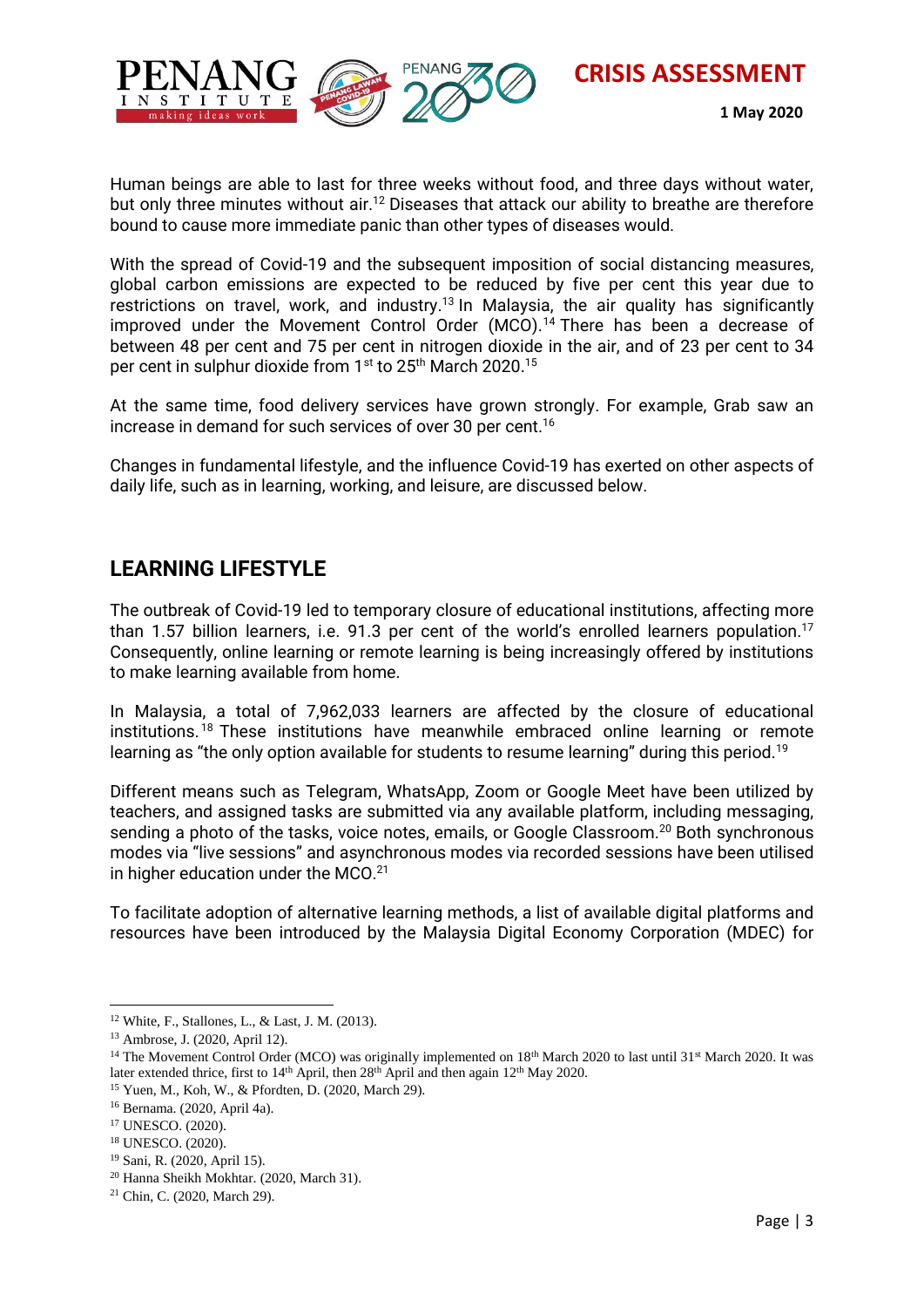Human beings are able to last for three weeks without food, and three days without water, but only three minutes without air.[12] Diseases that attack our ability to breathe are therefore bound to cause more immediate panic than other types of diseases would.

With the spread of Covid-19 and the subsequent imposition of social distancing measures, global carbon emissions are expected to be reduced by five per cent this year due to restrictions on travel, work, and industry.[13] In Malaysia, the air quality has significantly improved under the Movement Control Order (MCO).[14] There has been a decrease of between 48 per cent and 75 per cent in nitrogen dioxide in the air, and of 23 per cent to 34 per cent in sulphur dioxide from 1st to 25th March 2020.[15]

At the same time, food delivery services have grown strongly. For example, Grab saw an increase in demand for such services of over 30 per cent.[16]

Changes in fundamental lifestyle, and the influence Covid-19 has exerted on other aspects of daily life, such as in learning, working, and leisure, are discussed below.

## LEARNING LIFESTYLE

The outbreak of Covid-19 led to temporary closure of educational institutions, affecting more than 1.57 billion learners, i.e. 91.3 per cent of the world's enrolled learners population.[17] Consequently, online learning or remote learning is being increasingly offered by institutions to make learning available from home.

In Malaysia, a total of 7,962,033 learners are affected by the closure of educational institutions.[18] These institutions have meanwhile embraced online learning or remote learning as "the only option available for students to resume learning" during this period.[19]

Different means such as Telegram, WhatsApp, Zoom or Google Meet have been utilized by teachers, and assigned tasks are submitted via any available platform, including messaging, sending a photo of the tasks, voice notes, emails, or Google Classroom.[20] Both synchronous modes via "live sessions" and asynchronous modes via recorded sessions have been utilised in higher education under the MCO.[21]

To facilitate adoption of alternative learning methods, a list of available digital platforms and resources have been introduced by the Malaysia Digital Economy Corporation (MDEC) for

---

[12] White, F., Stallones, L., & Last, J. M. (2013).

[13] Ambrose, J. (2020, April 12).

[14] The Movement Control Order (MCO) was originally implemented on 18th March 2020 to last until 31st March 2020. It was later extended thrice, first to 14th April, then 28th April and then again 12th May 2020.

[15] Yuen, M., Koh, W., & Pfordten, D. (2020, March 29).

[16] Bernama. (2020, April 4a).

[17] UNESCO. (2020).

[18] UNESCO. (2020).

[19] Sani, R. (2020, April 15).

[20] Hanna Sheikh Mokhtar. (2020, March 31).

[21] Chin, C. (2020, March 29).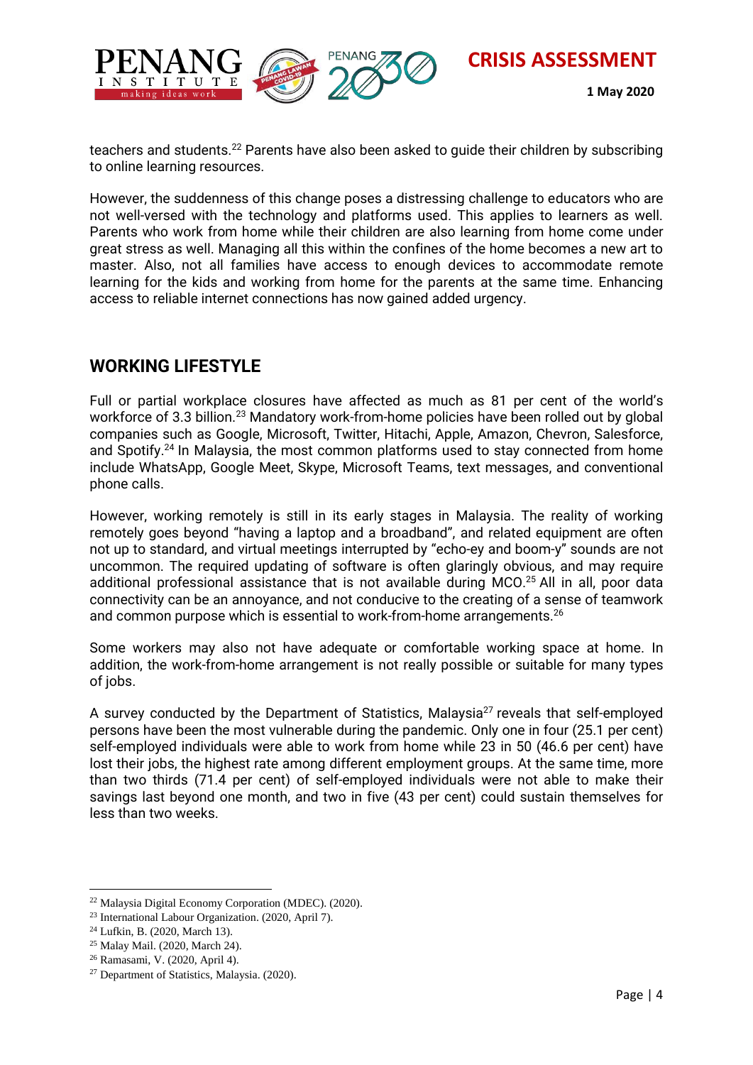teachers and students.[22] Parents have also been asked to guide their children by subscribing to online learning resources.

However, the suddenness of this change poses a distressing challenge to educators who are not well-versed with the technology and platforms used. This applies to learners as well. Parents who work from home while their children are also learning from home come under great stress as well. Managing all this within the confines of the home becomes a new art to master. Also, not all families have access to enough devices to accommodate remote learning for the kids and working from home for the parents at the same time. Enhancing access to reliable internet connections has now gained added urgency.

## WORKING LIFESTYLE

Full or partial workplace closures have affected as much as 81 per cent of the world's workforce of 3.3 billion.[23] Mandatory work-from-home policies have been rolled out by global companies such as Google, Microsoft, Twitter, Hitachi, Apple, Amazon, Chevron, Salesforce, and Spotify.[24] In Malaysia, the most common platforms used to stay connected from home include WhatsApp, Google Meet, Skype, Microsoft Teams, text messages, and conventional phone calls.

However, working remotely is still in its early stages in Malaysia. The reality of working remotely goes beyond "having a laptop and a broadband", and related equipment are often not up to standard, and virtual meetings interrupted by "echo-ey and boom-y" sounds are not uncommon. The required updating of software is often glaringly obvious, and may require additional professional assistance that is not available during MCO.[25] All in all, poor data connectivity can be an annoyance, and not conducive to the creating of a sense of teamwork and common purpose which is essential to work-from-home arrangements.[26]

Some workers may also not have adequate or comfortable working space at home. In addition, the work-from-home arrangement is not really possible or suitable for many types of jobs.

A survey conducted by the Department of Statistics, Malaysia[27] reveals that self-employed persons have been the most vulnerable during the pandemic. Only one in four (25.1 per cent) self-employed individuals were able to work from home while 23 in 50 (46.6 per cent) have lost their jobs, the highest rate among different employment groups. At the same time, more than two thirds (71.4 per cent) of self-employed individuals were not able to make their savings last beyond one month, and two in five (43 per cent) could sustain themselves for less than two weeks.

---

[22] Malaysia Digital Economy Corporation (MDEC). (2020).
[23] International Labour Organization. (2020, April 7).
[24] Lufkin, B. (2020, March 13).
[25] Malay Mail. (2020, March 24).
[26] Ramasami, V. (2020, April 4).
[27] Department of Statistics, Malaysia. (2020).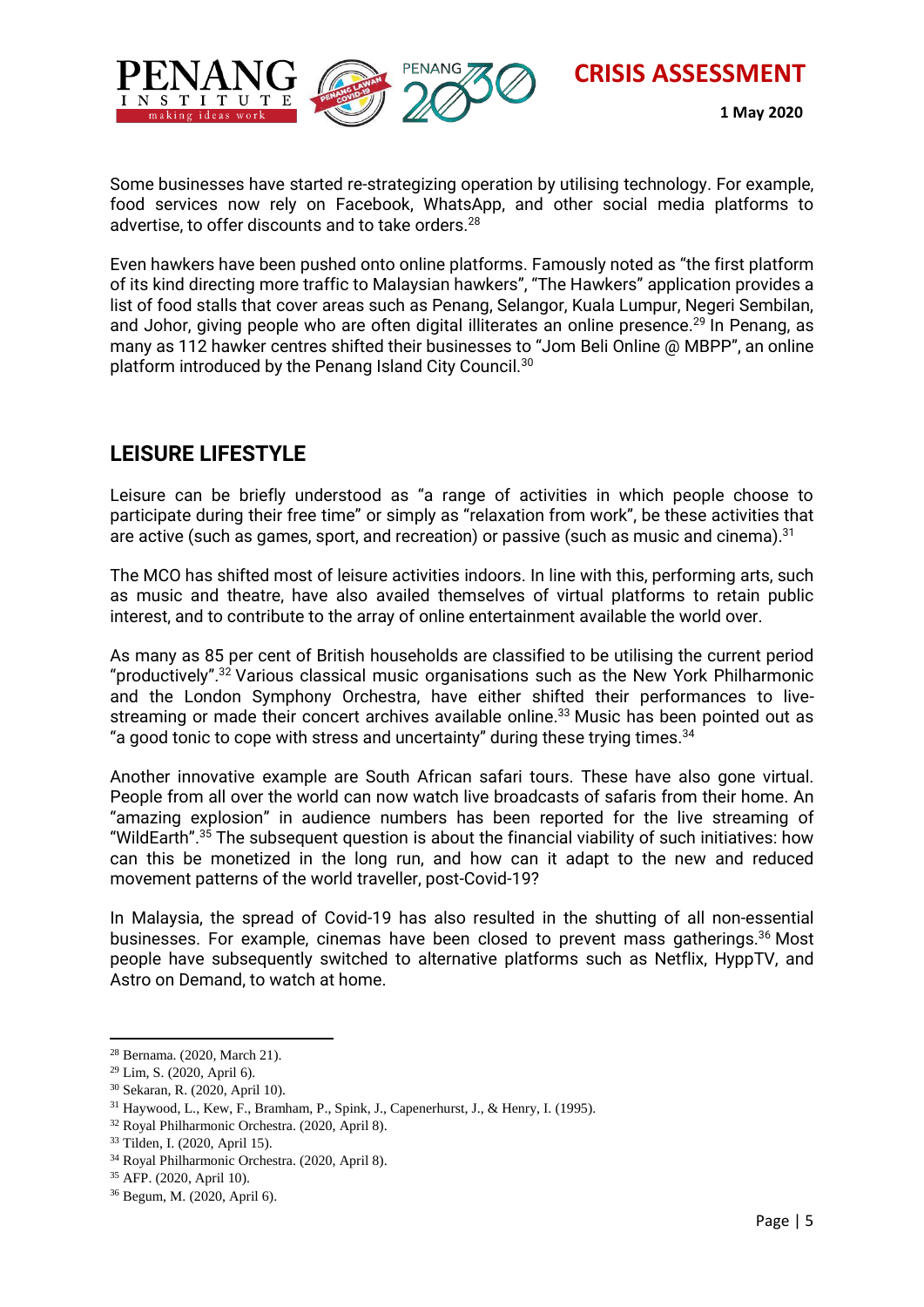Some businesses have started re-strategizing operation by utilising technology. For example, food services now rely on Facebook, WhatsApp, and other social media platforms to advertise, to offer discounts and to take orders.[28]

Even hawkers have been pushed onto online platforms. Famously noted as "the first platform of its kind directing more traffic to Malaysian hawkers", "The Hawkers" application provides a list of food stalls that cover areas such as Penang, Selangor, Kuala Lumpur, Negeri Sembilan, and Johor, giving people who are often digital illiterates an online presence.[29] In Penang, as many as 112 hawker centres shifted their businesses to "Jom Beli Online @ MBPP", an online platform introduced by the Penang Island City Council.[30]

## LEISURE LIFESTYLE

Leisure can be briefly understood as "a range of activities in which people choose to participate during their free time" or simply as "relaxation from work", be these activities that are active (such as games, sport, and recreation) or passive (such as music and cinema).[31]

The MCO has shifted most of leisure activities indoors. In line with this, performing arts, such as music and theatre, have also availed themselves of virtual platforms to retain public interest, and to contribute to the array of online entertainment available the world over.

As many as 85 per cent of British households are classified to be utilising the current period "productively".[32] Various classical music organisations such as the New York Philharmonic and the London Symphony Orchestra, have either shifted their performances to live-streaming or made their concert archives available online.[33] Music has been pointed out as "a good tonic to cope with stress and uncertainty" during these trying times.[34]

Another innovative example are South African safari tours. These have also gone virtual. People from all over the world can now watch live broadcasts of safaris from their home. An "amazing explosion" in audience numbers has been reported for the live streaming of "WildEarth".[35] The subsequent question is about the financial viability of such initiatives: how can this be monetized in the long run, and how can it adapt to the new and reduced movement patterns of the world traveller, post-Covid-19?

In Malaysia, the spread of Covid-19 has also resulted in the shutting of all non-essential businesses. For example, cinemas have been closed to prevent mass gatherings.[36] Most people have subsequently switched to alternative platforms such as Netflix, HyppTV, and Astro on Demand, to watch at home.

---

[28] Bernama. (2020, March 21).
[29] Lim, S. (2020, April 6).
[30] Sekaran, R. (2020, April 10).
[31] Haywood, L., Kew, F., Bramham, P., Spink, J., Capenerhurst, J., & Henry, I. (1995).
[32] Royal Philharmonic Orchestra. (2020, April 8).
[33] Tilden, I. (2020, April 15).
[34] Royal Philharmonic Orchestra. (2020, April 8).
[35] AFP. (2020, April 10).
[36] Begum, M. (2020, April 6).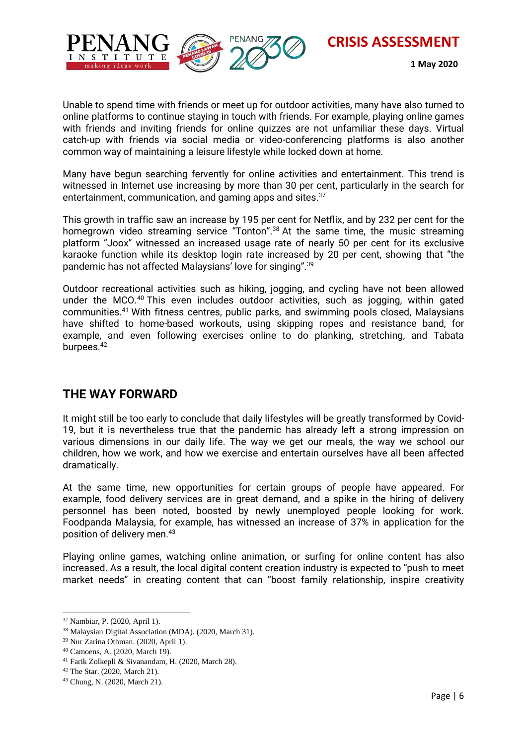Unable to spend time with friends or meet up for outdoor activities, many have also turned to online platforms to continue staying in touch with friends. For example, playing online games with friends and inviting friends for online quizzes are not unfamiliar these days. Virtual catch-up with friends via social media or video-conferencing platforms is also another common way of maintaining a leisure lifestyle while locked down at home.

Many have begun searching fervently for online activities and entertainment. This trend is witnessed in Internet use increasing by more than 30 per cent, particularly in the search for entertainment, communication, and gaming apps and sites.[37]

This growth in traffic saw an increase by 195 per cent for Netflix, and by 232 per cent for the homegrown video streaming service "Tonton".[38] At the same time, the music streaming platform "Joox" witnessed an increased usage rate of nearly 50 per cent for its exclusive karaoke function while its desktop login rate increased by 20 per cent, showing that "the pandemic has not affected Malaysians' love for singing".[39]

Outdoor recreational activities such as hiking, jogging, and cycling have not been allowed under the MCO.[40] This even includes outdoor activities, such as jogging, within gated communities.[41] With fitness centres, public parks, and swimming pools closed, Malaysians have shifted to home-based workouts, using skipping ropes and resistance band, for example, and even following exercises online to do planking, stretching, and Tabata burpees.[42]

## THE WAY FORWARD

It might still be too early to conclude that daily lifestyles will be greatly transformed by Covid-19, but it is nevertheless true that the pandemic has already left a strong impression on various dimensions in our daily life. The way we get our meals, the way we school our children, how we work, and how we exercise and entertain ourselves have all been affected dramatically.

At the same time, new opportunities for certain groups of people have appeared. For example, food delivery services are in great demand, and a spike in the hiring of delivery personnel has been noted, boosted by newly unemployed people looking for work. Foodpanda Malaysia, for example, has witnessed an increase of 37% in application for the position of delivery men.[43]

Playing online games, watching online animation, or surfing for online content has also increased. As a result, the local digital content creation industry is expected to "push to meet market needs" in creating content that can "boost family relationship, inspire creativity

---

[37] Nambiar, P. (2020, April 1).
[38] Malaysian Digital Association (MDA). (2020, March 31).
[39] Nur Zarina Othman. (2020, April 1).
[40] Camoens, A. (2020, March 19).
[41] Farik Zolkepli & Sivanandam, H. (2020, March 28).
[42] The Star. (2020, March 21).
[43] Chung, N. (2020, March 21).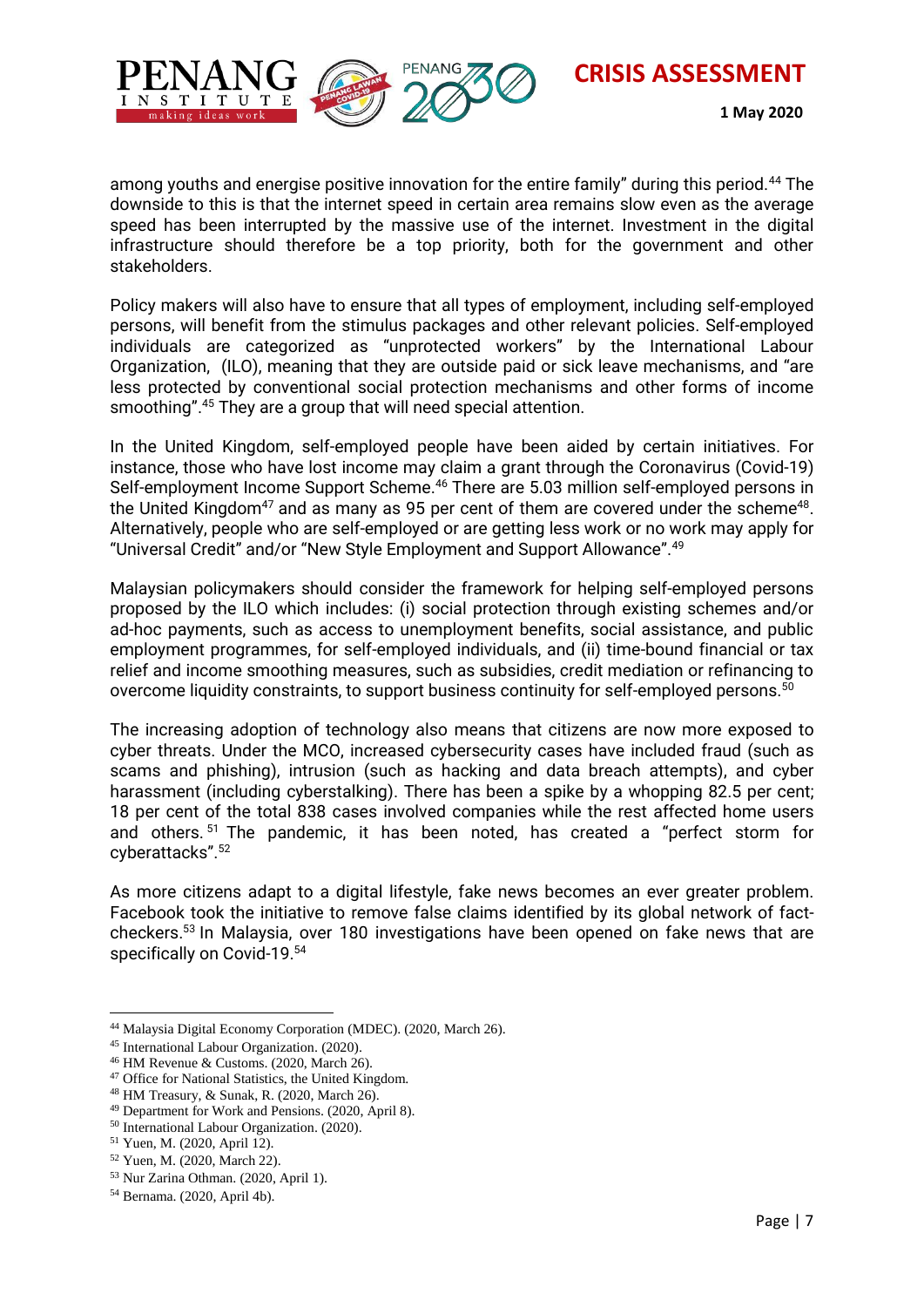among youths and energise positive innovation for the entire family" during this period.[44] The downside to this is that the internet speed in certain area remains slow even as the average speed has been interrupted by the massive use of the internet. Investment in the digital infrastructure should therefore be a top priority, both for the government and other stakeholders.

Policy makers will also have to ensure that all types of employment, including self-employed persons, will benefit from the stimulus packages and other relevant policies. Self-employed individuals are categorized as "unprotected workers" by the International Labour Organization, (ILO), meaning that they are outside paid or sick leave mechanisms, and "are less protected by conventional social protection mechanisms and other forms of income smoothing".[45] They are a group that will need special attention.

In the United Kingdom, self-employed people have been aided by certain initiatives. For instance, those who have lost income may claim a grant through the Coronavirus (Covid-19) Self-employment Income Support Scheme.[46] There are 5.03 million self-employed persons in the United Kingdom[47] and as many as 95 per cent of them are covered under the scheme[48]. Alternatively, people who are self-employed or are getting less work or no work may apply for "Universal Credit" and/or "New Style Employment and Support Allowance".[49]

Malaysian policymakers should consider the framework for helping self-employed persons proposed by the ILO which includes: (i) social protection through existing schemes and/or ad-hoc payments, such as access to unemployment benefits, social assistance, and public employment programmes, for self-employed individuals, and (ii) time-bound financial or tax relief and income smoothing measures, such as subsidies, credit mediation or refinancing to overcome liquidity constraints, to support business continuity for self-employed persons.[50]

The increasing adoption of technology also means that citizens are now more exposed to cyber threats. Under the MCO, increased cybersecurity cases have included fraud (such as scams and phishing), intrusion (such as hacking and data breach attempts), and cyber harassment (including cyberstalking). There has been a spike by a whopping 82.5 per cent; 18 per cent of the total 838 cases involved companies while the rest affected home users and others.[51] The pandemic, it has been noted, has created a "perfect storm for cyberattacks".[52]

As more citizens adapt to a digital lifestyle, fake news becomes an ever greater problem. Facebook took the initiative to remove false claims identified by its global network of fact-checkers.[53] In Malaysia, over 180 investigations have been opened on fake news that are specifically on Covid-19.[54]

---

[44] Malaysia Digital Economy Corporation (MDEC). (2020, March 26).
[45] International Labour Organization. (2020).
[46] HM Revenue & Customs. (2020, March 26).
[47] Office for National Statistics, the United Kingdom.
[48] HM Treasury, & Sunak, R. (2020, March 26).
[49] Department for Work and Pensions. (2020, April 8).
[50] International Labour Organization. (2020).
[51] Yuen, M. (2020, April 12).
[52] Yuen, M. (2020, March 22).
[53] Nur Zarina Othman. (2020, April 1).
[54] Bernama. (2020, April 4b).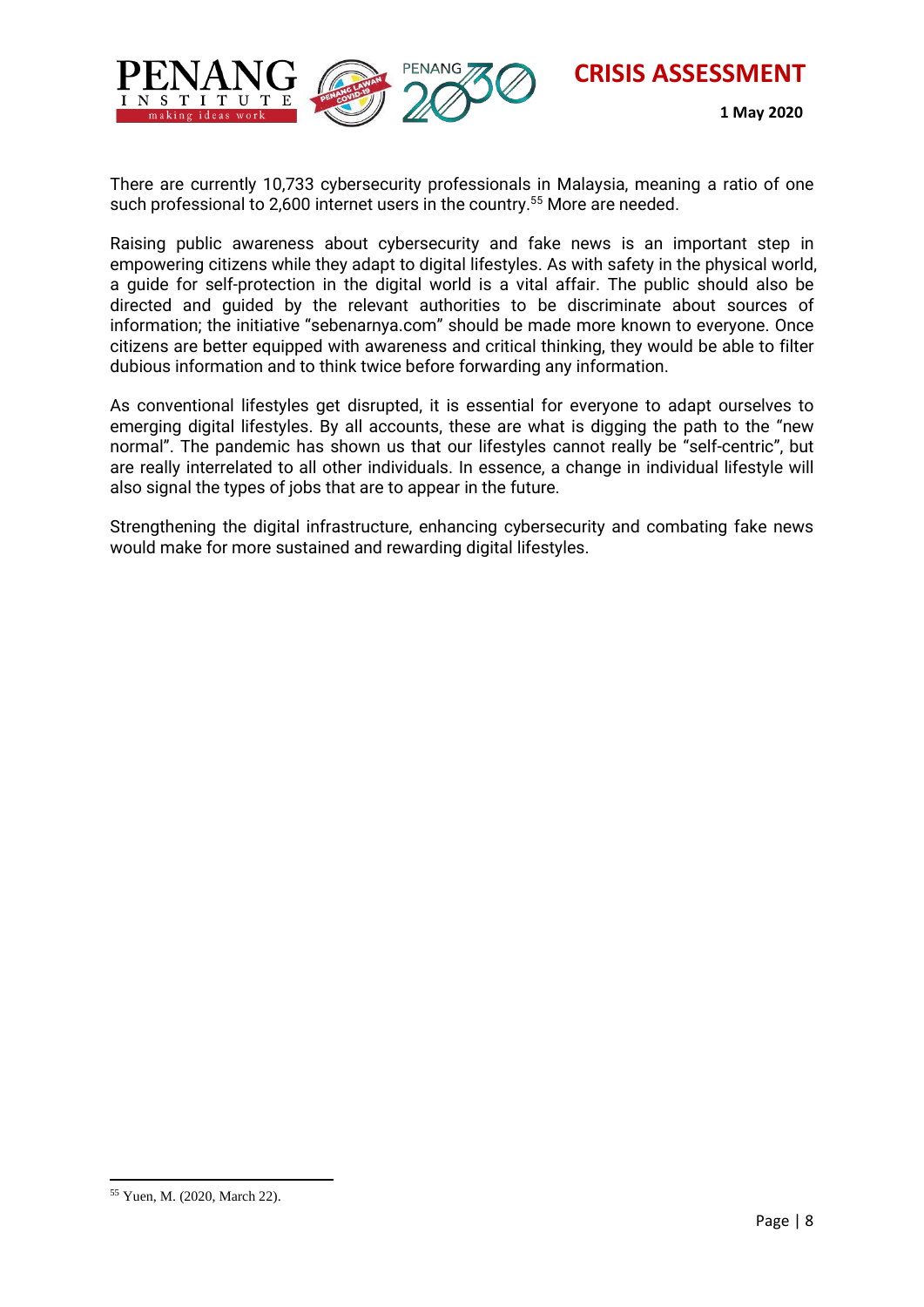There are currently 10,733 cybersecurity professionals in Malaysia, meaning a ratio of one such professional to 2,600 internet users in the country.[55] More are needed.

Raising public awareness about cybersecurity and fake news is an important step in empowering citizens while they adapt to digital lifestyles. As with safety in the physical world, a guide for self-protection in the digital world is a vital affair. The public should also be directed and guided by the relevant authorities to be discriminate about sources of information; the initiative "sebenarnya.com" should be made more known to everyone. Once citizens are better equipped with awareness and critical thinking, they would be able to filter dubious information and to think twice before forwarding any information.

As conventional lifestyles get disrupted, it is essential for everyone to adapt ourselves to emerging digital lifestyles. By all accounts, these are what is digging the path to the "new normal". The pandemic has shown us that our lifestyles cannot really be "self-centric", but are really interrelated to all other individuals. In essence, a change in individual lifestyle will also signal the types of jobs that are to appear in the future.

Strengthening the digital infrastructure, enhancing cybersecurity and combating fake news would make for more sustained and rewarding digital lifestyles.

---

[55] Yuen, M. (2020, March 22).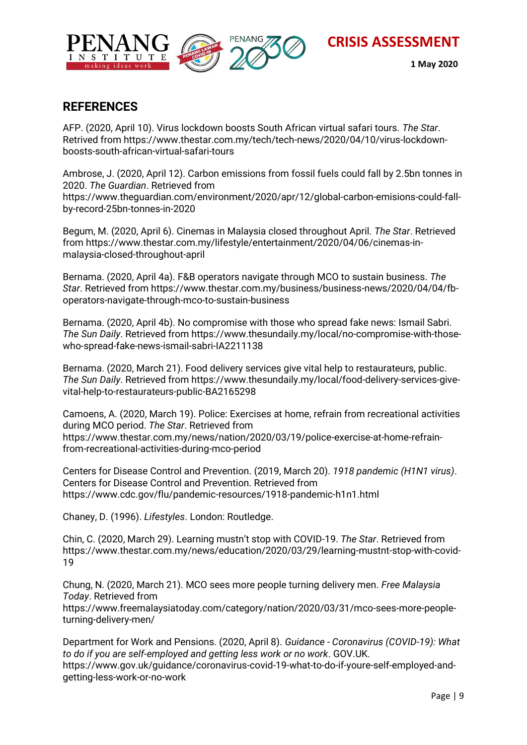## REFERENCES

AFP. (2020, April 10). Virus lockdown boosts South African virtual safari tours. *The Star*. Retrived from https://www.thestar.com.my/tech/tech-news/2020/04/10/virus-lockdown-boosts-south-african-virtual-safari-tours

Ambrose, J. (2020, April 12). Carbon emissions from fossil fuels could fall by 2.5bn tonnes in 2020. *The Guardian*. Retrieved from https://www.theguardian.com/environment/2020/apr/12/global-carbon-emisions-could-fall-by-record-25bn-tonnes-in-2020

Begum, M. (2020, April 6). Cinemas in Malaysia closed throughout April. *The Star*. Retrieved from https://www.thestar.com.my/lifestyle/entertainment/2020/04/06/cinemas-in-malaysia-closed-throughout-april

Bernama. (2020, April 4a). F&B operators navigate through MCO to sustain business. *The Star*. Retrieved from https://www.thestar.com.my/business/business-news/2020/04/04/fb-operators-navigate-through-mco-to-sustain-business

Bernama. (2020, April 4b). No compromise with those who spread fake news: Ismail Sabri. *The Sun Daily*. Retrieved from https://www.thesundaily.my/local/no-compromise-with-those-who-spread-fake-news-ismail-sabri-IA2211138

Bernama. (2020, March 21). Food delivery services give vital help to restaurateurs, public. *The Sun Daily*. Retrieved from https://www.thesundaily.my/local/food-delivery-services-give-vital-help-to-restaurateurs-public-BA2165298

Camoens, A. (2020, March 19). Police: Exercises at home, refrain from recreational activities during MCO period. *The Star*. Retrieved from https://www.thestar.com.my/news/nation/2020/03/19/police-exercise-at-home-refrain-from-recreational-activities-during-mco-period

Centers for Disease Control and Prevention. (2019, March 20). *1918 pandemic (H1N1 virus)*. Centers for Disease Control and Prevention. Retrieved from https://www.cdc.gov/flu/pandemic-resources/1918-pandemic-h1n1.html

Chaney, D. (1996). *Lifestyles*. London: Routledge.

Chin, C. (2020, March 29). Learning mustn't stop with COVID-19. *The Star*. Retrieved from https://www.thestar.com.my/news/education/2020/03/29/learning-mustnt-stop-with-covid-19

Chung, N. (2020, March 21). MCO sees more people turning delivery men. *Free Malaysia Today*. Retrieved from https://www.freemalaysiatoday.com/category/nation/2020/03/31/mco-sees-more-people-turning-delivery-men/

Department for Work and Pensions. (2020, April 8). *Guidance - Coronavirus (COVID-19): What to do if you are self-employed and getting less work or no work*. GOV.UK. https://www.gov.uk/guidance/coronavirus-covid-19-what-to-do-if-youre-self-employed-and-getting-less-work-or-no-work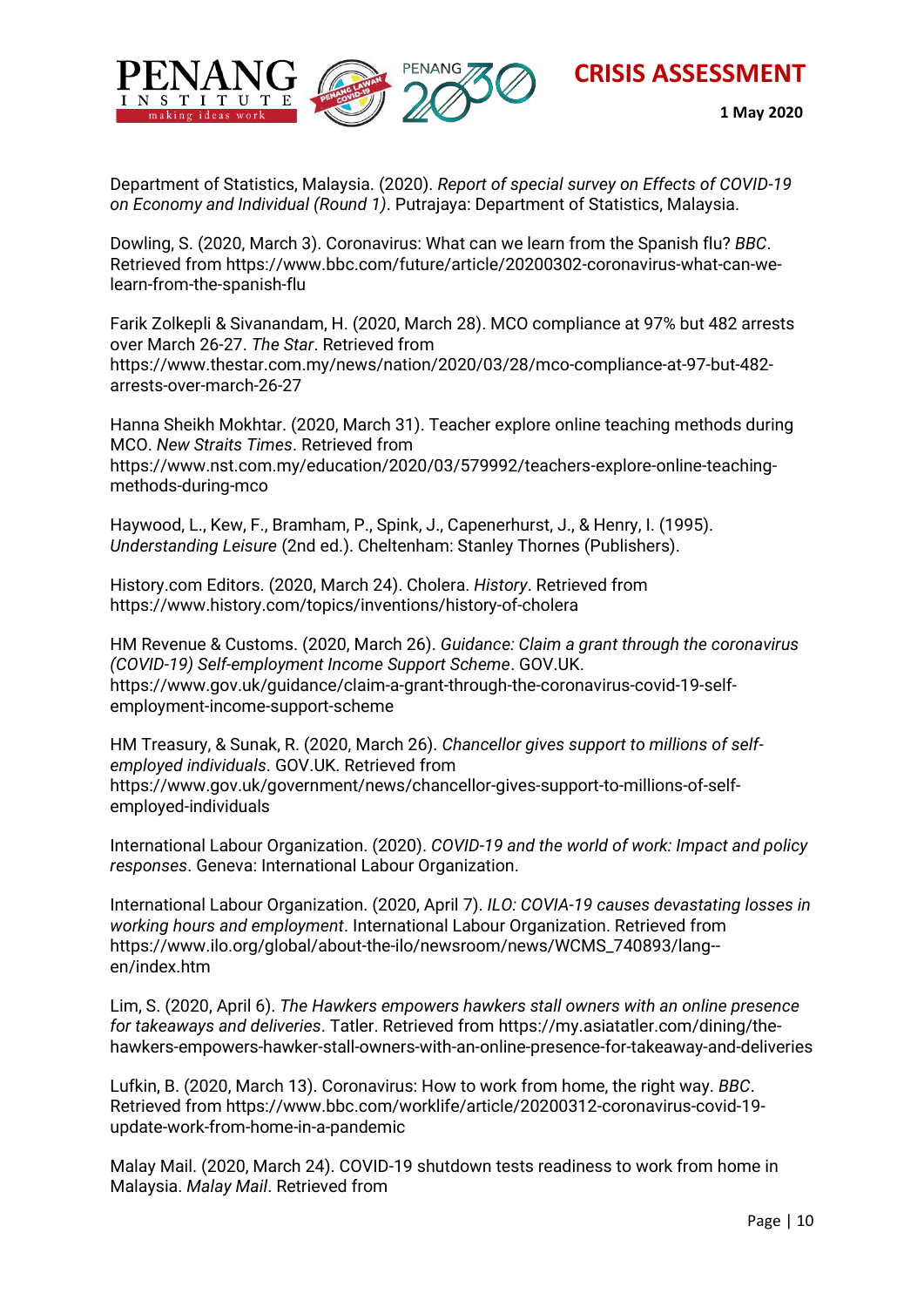Department of Statistics, Malaysia. (2020). *Report of special survey on Effects of COVID-19 on Economy and Individual (Round 1)*. Putrajaya: Department of Statistics, Malaysia.

Dowling, S. (2020, March 3). Coronavirus: What can we learn from the Spanish flu? *BBC*. Retrieved from https://www.bbc.com/future/article/20200302-coronavirus-what-can-we-learn-from-the-spanish-flu

Farik Zolkepli & Sivanandam, H. (2020, March 28). MCO compliance at 97% but 482 arrests over March 26-27. *The Star*. Retrieved from https://www.thestar.com.my/news/nation/2020/03/28/mco-compliance-at-97-but-482-arrests-over-march-26-27

Hanna Sheikh Mokhtar. (2020, March 31). Teacher explore online teaching methods during MCO. *New Straits Times*. Retrieved from https://www.nst.com.my/education/2020/03/579992/teachers-explore-online-teaching-methods-during-mco

Haywood, L., Kew, F., Bramham, P., Spink, J., Capenerhurst, J., & Henry, I. (1995). *Understanding Leisure* (2nd ed.). Cheltenham: Stanley Thornes (Publishers).

History.com Editors. (2020, March 24). Cholera. *History*. Retrieved from https://www.history.com/topics/inventions/history-of-cholera

HM Revenue & Customs. (2020, March 26). *Guidance: Claim a grant through the coronavirus (COVID-19) Self-employment Income Support Scheme*. GOV.UK. https://www.gov.uk/guidance/claim-a-grant-through-the-coronavirus-covid-19-self-employment-income-support-scheme

HM Treasury, & Sunak, R. (2020, March 26). *Chancellor gives support to millions of self-employed individuals*. GOV.UK. Retrieved from https://www.gov.uk/government/news/chancellor-gives-support-to-millions-of-self-employed-individuals

International Labour Organization. (2020). *COVID-19 and the world of work: Impact and policy responses*. Geneva: International Labour Organization.

International Labour Organization. (2020, April 7). *ILO: COVIA-19 causes devastating losses in working hours and employment*. International Labour Organization. Retrieved from https://www.ilo.org/global/about-the-ilo/newsroom/news/WCMS_740893/lang--en/index.htm

Lim, S. (2020, April 6). *The Hawkers empowers hawkers stall owners with an online presence for takeaways and deliveries*. Tatler. Retrieved from https://my.asiatatler.com/dining/the-hawkers-empowers-hawker-stall-owners-with-an-online-presence-for-takeaway-and-deliveries

Lufkin, B. (2020, March 13). Coronavirus: How to work from home, the right way. *BBC*. Retrieved from https://www.bbc.com/worklife/article/20200312-coronavirus-covid-19-update-work-from-home-in-a-pandemic

Malay Mail. (2020, March 24). COVID-19 shutdown tests readiness to work from home in Malaysia. *Malay Mail*. Retrieved from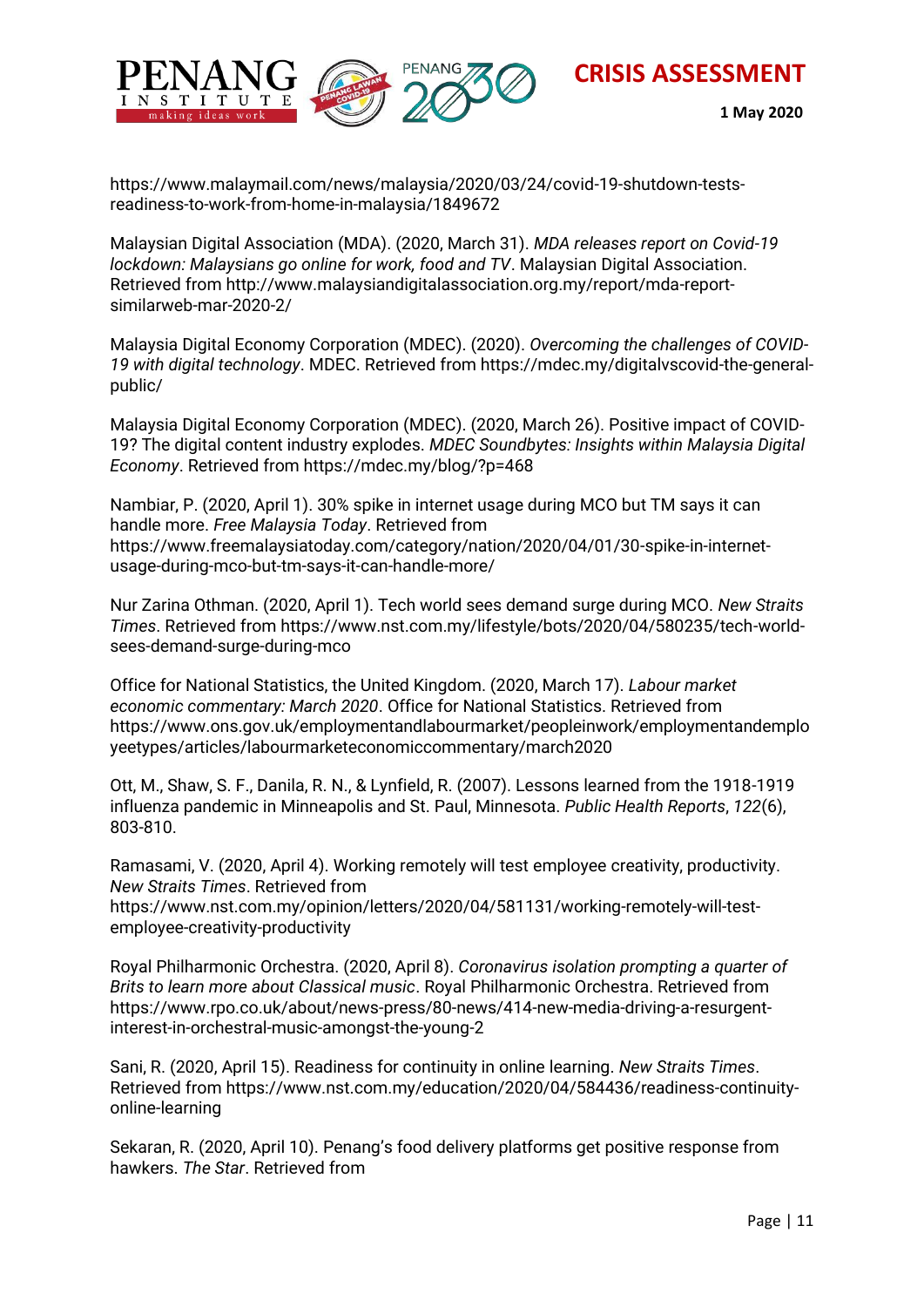https://www.malaymail.com/news/malaysia/2020/03/24/covid-19-shutdown-tests-readiness-to-work-from-home-in-malaysia/1849672

Malaysian Digital Association (MDA). (2020, March 31). *MDA releases report on Covid-19 lockdown: Malaysians go online for work, food and TV*. Malaysian Digital Association. Retrieved from http://www.malaysiandigitalassociation.org.my/report/mda-report-similarweb-mar-2020-2/

Malaysia Digital Economy Corporation (MDEC). (2020). *Overcoming the challenges of COVID-19 with digital technology*. MDEC. Retrieved from https://mdec.my/digitalvscovid-the-general-public/

Malaysia Digital Economy Corporation (MDEC). (2020, March 26). Positive impact of COVID-19? The digital content industry explodes. *MDEC Soundbytes: Insights within Malaysia Digital Economy*. Retrieved from https://mdec.my/blog/?p=468

Nambiar, P. (2020, April 1). 30% spike in internet usage during MCO but TM says it can handle more. *Free Malaysia Today*. Retrieved from https://www.freemalaysiatoday.com/category/nation/2020/04/01/30-spike-in-internet-usage-during-mco-but-tm-says-it-can-handle-more/

Nur Zarina Othman. (2020, April 1). Tech world sees demand surge during MCO. *New Straits Times*. Retrieved from https://www.nst.com.my/lifestyle/bots/2020/04/580235/tech-world-sees-demand-surge-during-mco

Office for National Statistics, the United Kingdom. (2020, March 17). *Labour market economic commentary: March 2020*. Office for National Statistics. Retrieved from https://www.ons.gov.uk/employmentandlabourmarket/peopleinwork/employmentandemployeetypes/articles/labourmarketeconomiccommentary/march2020

Ott, M., Shaw, S. F., Danila, R. N., & Lynfield, R. (2007). Lessons learned from the 1918-1919 influenza pandemic in Minneapolis and St. Paul, Minnesota. *Public Health Reports*, *122*(6), 803-810.

Ramasami, V. (2020, April 4). Working remotely will test employee creativity, productivity. *New Straits Times*. Retrieved from https://www.nst.com.my/opinion/letters/2020/04/581131/working-remotely-will-test-employee-creativity-productivity

Royal Philharmonic Orchestra. (2020, April 8). *Coronavirus isolation prompting a quarter of Brits to learn more about Classical music*. Royal Philharmonic Orchestra. Retrieved from https://www.rpo.co.uk/about/news-press/80-news/414-new-media-driving-a-resurgent-interest-in-orchestral-music-amongst-the-young-2

Sani, R. (2020, April 15). Readiness for continuity in online learning. *New Straits Times*. Retrieved from https://www.nst.com.my/education/2020/04/584436/readiness-continuity-online-learning

Sekaran, R. (2020, April 10). Penang's food delivery platforms get positive response from hawkers. *The Star*. Retrieved from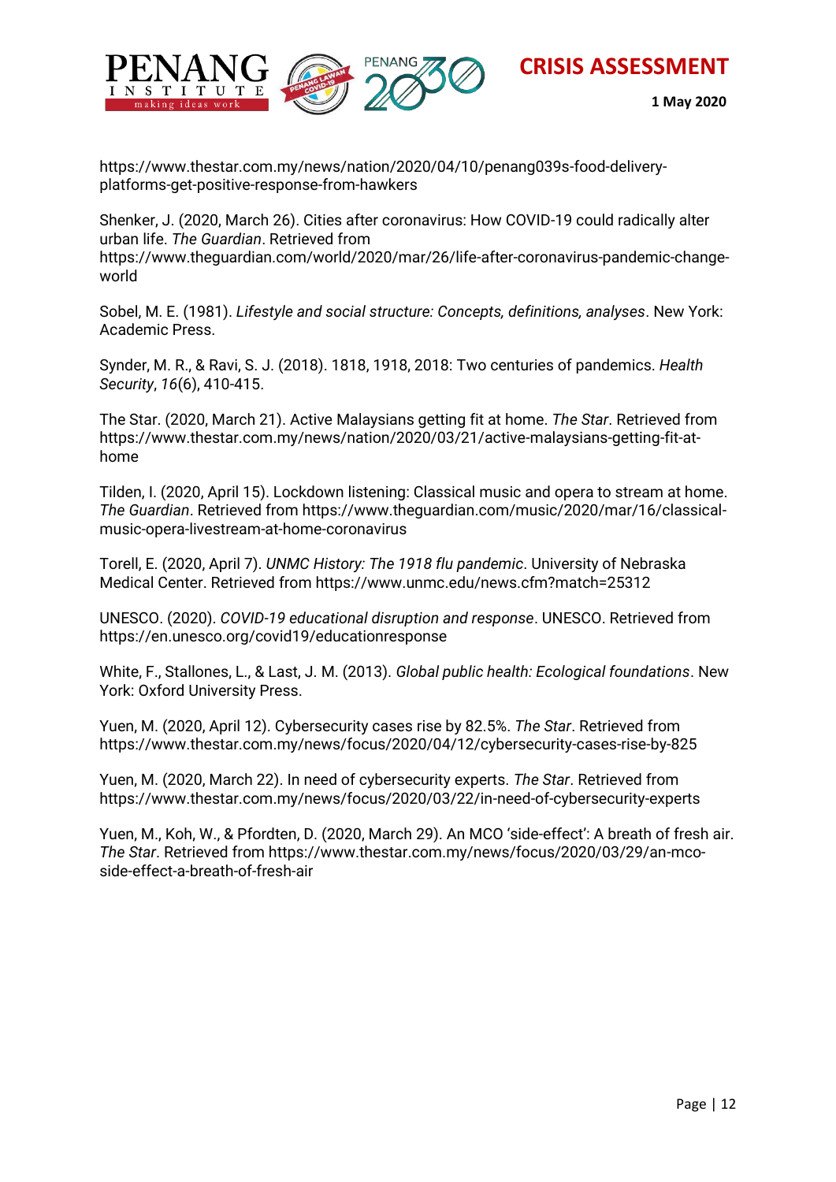https://www.thestar.com.my/news/nation/2020/04/10/penang039s-food-delivery-platforms-get-positive-response-from-hawkers

Shenker, J. (2020, March 26). Cities after coronavirus: How COVID-19 could radically alter urban life. *The Guardian*. Retrieved from https://www.theguardian.com/world/2020/mar/26/life-after-coronavirus-pandemic-change-world

Sobel, M. E. (1981). *Lifestyle and social structure: Concepts, definitions, analyses*. New York: Academic Press.

Synder, M. R., & Ravi, S. J. (2018). 1818, 1918, 2018: Two centuries of pandemics. *Health Security*, *16*(6), 410-415.

The Star. (2020, March 21). Active Malaysians getting fit at home. *The Star*. Retrieved from https://www.thestar.com.my/news/nation/2020/03/21/active-malaysians-getting-fit-at-home

Tilden, I. (2020, April 15). Lockdown listening: Classical music and opera to stream at home. *The Guardian*. Retrieved from https://www.theguardian.com/music/2020/mar/16/classical-music-opera-livestream-at-home-coronavirus

Torell, E. (2020, April 7). *UNMC History: The 1918 flu pandemic*. University of Nebraska Medical Center. Retrieved from https://www.unmc.edu/news.cfm?match=25312

UNESCO. (2020). *COVID-19 educational disruption and response*. UNESCO. Retrieved from https://en.unesco.org/covid19/educationresponse

White, F., Stallones, L., & Last, J. M. (2013). *Global public health: Ecological foundations*. New York: Oxford University Press.

Yuen, M. (2020, April 12). Cybersecurity cases rise by 82.5%. *The Star*. Retrieved from https://www.thestar.com.my/news/focus/2020/04/12/cybersecurity-cases-rise-by-825

Yuen, M. (2020, March 22). In need of cybersecurity experts. *The Star*. Retrieved from https://www.thestar.com.my/news/focus/2020/03/22/in-need-of-cybersecurity-experts

Yuen, M., Koh, W., & Pfordten, D. (2020, March 29). An MCO 'side-effect': A breath of fresh air. *The Star*. Retrieved from https://www.thestar.com.my/news/focus/2020/03/29/an-mco-side-effect-a-breath-of-fresh-air